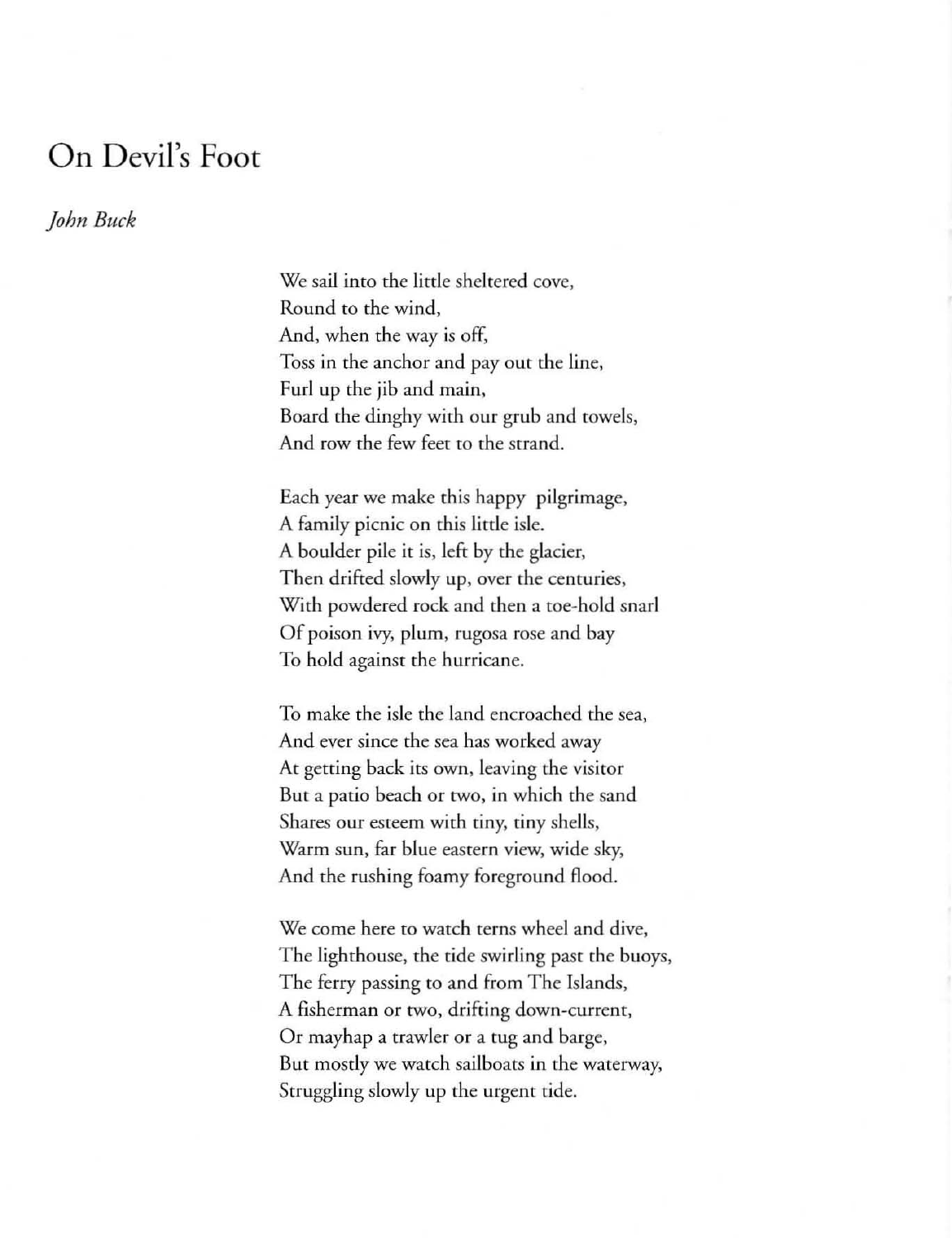# On Devil's Foot

*John Buck*

We sail into the little sheltered cove,  
Round to the wind,  
And, when the way is off,  
Toss in the anchor and pay out the line,  
Furl up the jib and main,  
Board the dinghy with our grub and towels,  
And row the few feet to the strand.

Each year we make this happy pilgrimage,  
A family picnic on this little isle.  
A boulder pile it is, left by the glacier,  
Then drifted slowly up, over the centuries,  
With powdered rock and then a toe-hold snarl  
Of poison ivy, plum, rugosa rose and bay  
To hold against the hurricane.

To make the isle the land encroached the sea,  
And ever since the sea has worked away  
At getting back its own, leaving the visitor  
But a patio beach or two, in which the sand  
Shares our esteem with tiny, tiny shells,  
Warm sun, far blue eastern view, wide sky,  
And the rushing foamy foreground flood.

We come here to watch terns wheel and dive,  
The lighthouse, the tide swirling past the buoys,  
The ferry passing to and from The Islands,  
A fisherman or two, drifting down-current,  
Or mayhap a trawler or a tug and barge,  
But mostly we watch sailboats in the waterway,  
Struggling slowly up the urgent tide.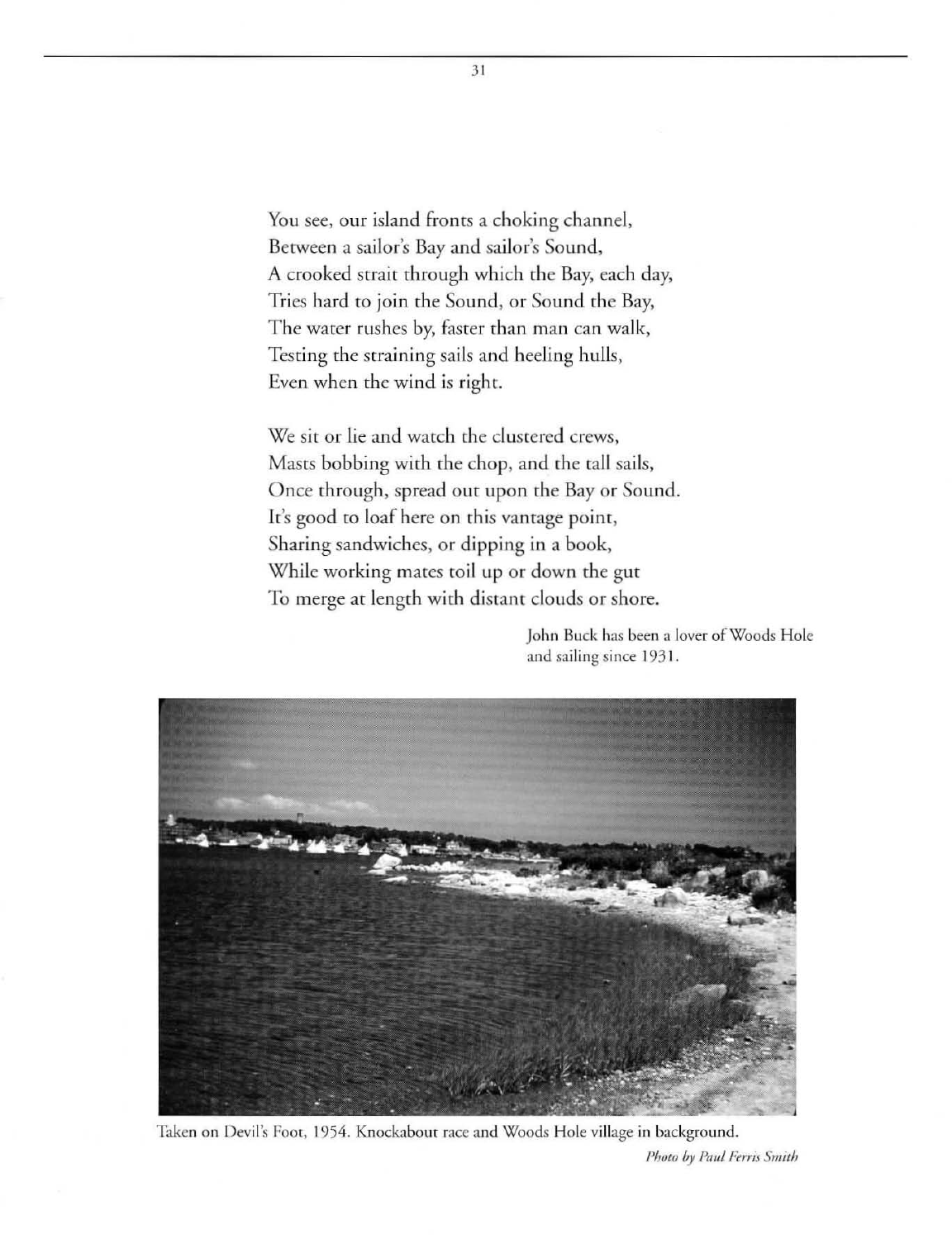You see, our island fronts a choking channel,
Between a sailor's Bay and sailor's Sound,
A crooked strait through which the Bay, each day,
Tries hard to join the Sound, or Sound the Bay,
The water rushes by, faster than man can walk,
Testing the straining sails and heeling hulls,
Even when the wind is right.

We sit or lie and watch the clustered crews,
Masts bobbing with the chop, and the tall sails,
Once through, spread out upon the Bay or Sound.
It's good to loaf here on this vantage point,
Sharing sandwiches, or dipping in a book,
While working mates toil up or down the gut
To merge at length with distant clouds or shore.

John Buck has been a lover of Woods Hole and sailing since 1931.

Taken on Devil's Foot, 1954. Knockabout race and Woods Hole village in background.

*Photo by Paul Ferris Smith*